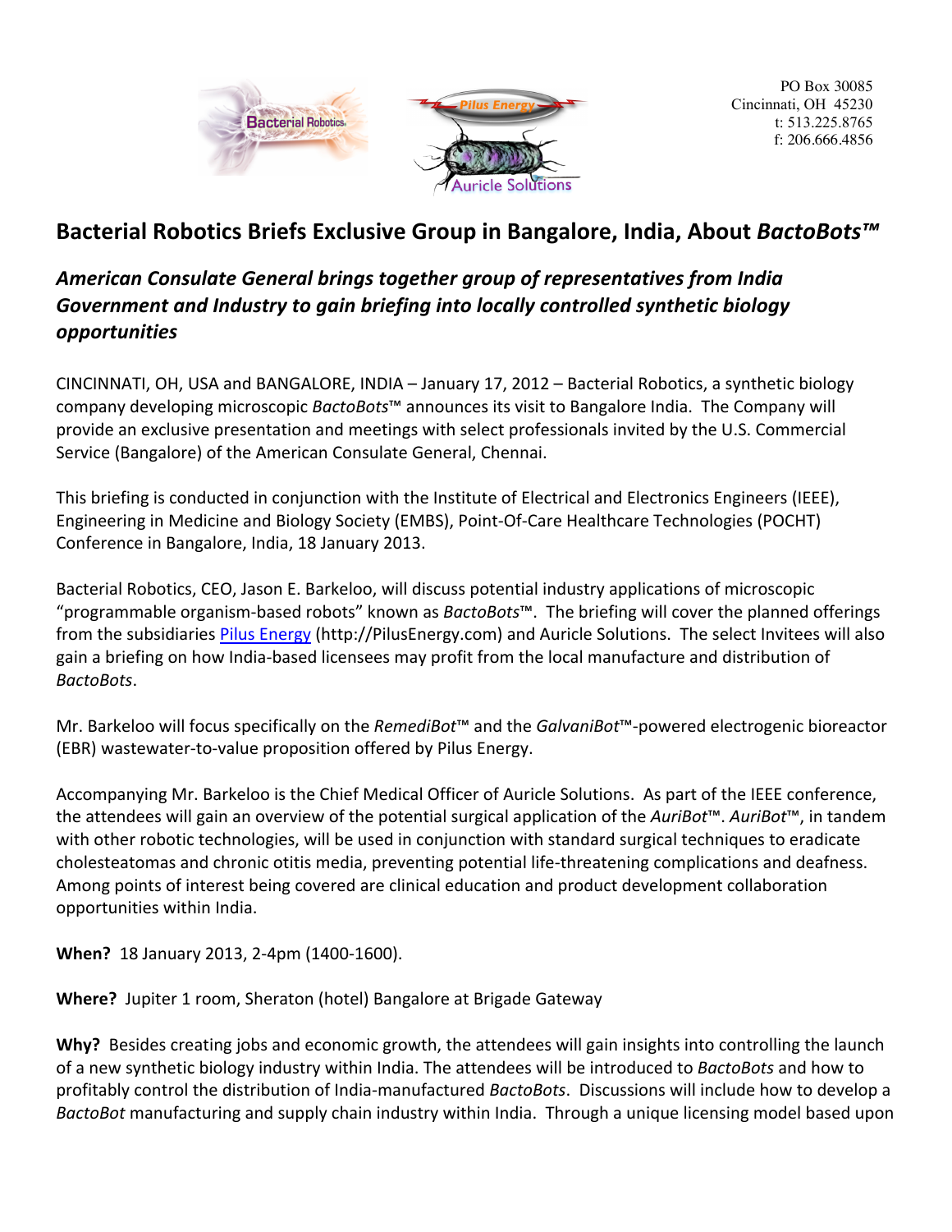Bacterial Robotics

Pilus Energy

Auricle Solutions

PO Box 30085
Cincinnati, OH 45230
t: 513.225.8765
f: 206.666.4856

## Bacterial Robotics Briefs Exclusive Group in Bangalore, India, About *BactoBots™*

### *American Consulate General brings together group of representatives from India Government and Industry to gain briefing into locally controlled synthetic biology opportunities*

CINCINNATI, OH, USA and BANGALORE, INDIA – January 17, 2012 – Bacterial Robotics, a synthetic biology company developing microscopic *BactoBots*™ announces its visit to Bangalore India. The Company will provide an exclusive presentation and meetings with select professionals invited by the U.S. Commercial Service (Bangalore) of the American Consulate General, Chennai.

This briefing is conducted in conjunction with the Institute of Electrical and Electronics Engineers (IEEE), Engineering in Medicine and Biology Society (EMBS), Point-Of-Care Healthcare Technologies (POCHT) Conference in Bangalore, India, 18 January 2013.

Bacterial Robotics, CEO, Jason E. Barkeloo, will discuss potential industry applications of microscopic "programmable organism-based robots" known as *BactoBots*™. The briefing will cover the planned offerings from the subsidiaries [Pilus Energy](http://PilusEnergy.com) (http://PilusEnergy.com) and Auricle Solutions. The select Invitees will also gain a briefing on how India-based licensees may profit from the local manufacture and distribution of *BactoBots*.

Mr. Barkeloo will focus specifically on the *RemediBot*™ and the *GalvaniBot*™-powered electrogenic bioreactor (EBR) wastewater-to-value proposition offered by Pilus Energy.

Accompanying Mr. Barkeloo is the Chief Medical Officer of Auricle Solutions. As part of the IEEE conference, the attendees will gain an overview of the potential surgical application of the *AuriBot*™. *AuriBot*™, in tandem with other robotic technologies, will be used in conjunction with standard surgical techniques to eradicate cholesteatomas and chronic otitis media, preventing potential life-threatening complications and deafness. Among points of interest being covered are clinical education and product development collaboration opportunities within India.

**When?** 18 January 2013, 2-4pm (1400-1600).

**Where?** Jupiter 1 room, Sheraton (hotel) Bangalore at Brigade Gateway

**Why?** Besides creating jobs and economic growth, the attendees will gain insights into controlling the launch of a new synthetic biology industry within India. The attendees will be introduced to *BactoBots* and how to profitably control the distribution of India-manufactured *BactoBots*. Discussions will include how to develop a *BactoBot* manufacturing and supply chain industry within India. Through a unique licensing model based upon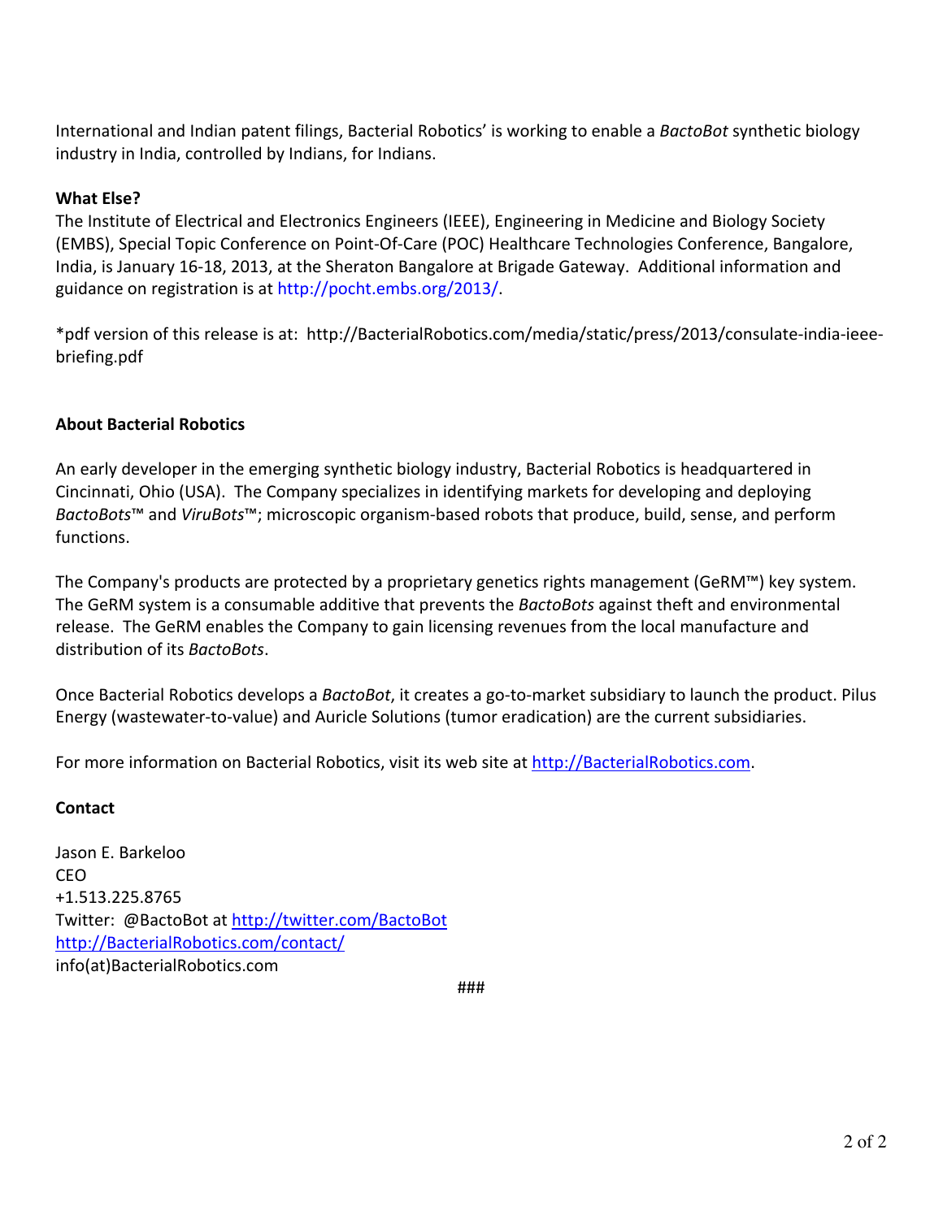International and Indian patent filings, Bacterial Robotics' is working to enable a *BactoBot* synthetic biology industry in India, controlled by Indians, for Indians.

**What Else?**

The Institute of Electrical and Electronics Engineers (IEEE), Engineering in Medicine and Biology Society (EMBS), Special Topic Conference on Point-Of-Care (POC) Healthcare Technologies Conference, Bangalore, India, is January 16-18, 2013, at the Sheraton Bangalore at Brigade Gateway. Additional information and guidance on registration is at http://pocht.embs.org/2013/.

*pdf version of this release is at: http://BacterialRobotics.com/media/static/press/2013/consulate-india-ieee-briefing.pdf

**About Bacterial Robotics**

An early developer in the emerging synthetic biology industry, Bacterial Robotics is headquartered in Cincinnati, Ohio (USA). The Company specializes in identifying markets for developing and deploying *BactoBots*™ and *ViruBots*™; microscopic organism-based robots that produce, build, sense, and perform functions.

The Company's products are protected by a proprietary genetics rights management (GeRM™) key system. The GeRM system is a consumable additive that prevents the *BactoBots* against theft and environmental release. The GeRM enables the Company to gain licensing revenues from the local manufacture and distribution of its *BactoBots*.

Once Bacterial Robotics develops a *BactoBot*, it creates a go-to-market subsidiary to launch the product. Pilus Energy (wastewater-to-value) and Auricle Solutions (tumor eradication) are the current subsidiaries.

For more information on Bacterial Robotics, visit its web site at http://BacterialRobotics.com.

**Contact**

Jason E. Barkeloo
CEO
+1.513.225.8765
Twitter: @BactoBot at http://twitter.com/BactoBot
http://BacterialRobotics.com/contact/
info(at)BacterialRobotics.com

###